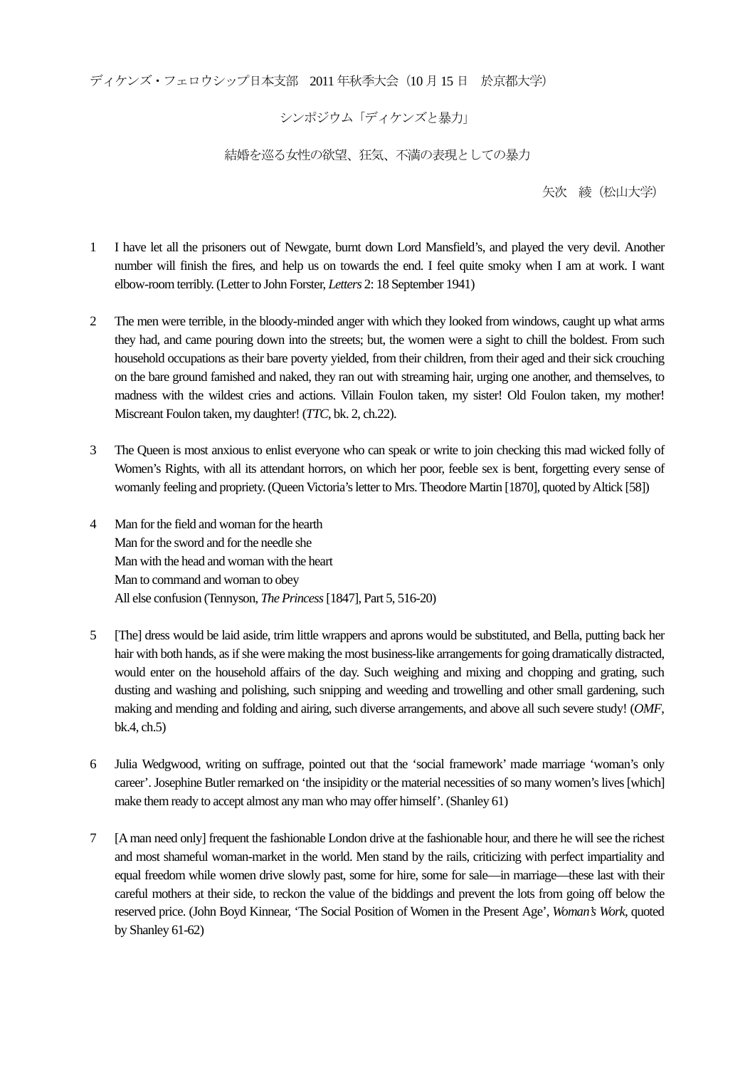ディケンズ・フェロウシップ日本支部　2011 年秋季大会（10 月 15 日　於京都大学）

シンポジウム「ディケンズと暴力」

結婚を巡る女性の欲望、狂気、不満の表現としての暴力

矢次　綾（松山大学）

1　I have let all the prisoners out of Newgate, burnt down Lord Mansfield's, and played the very devil. Another number will finish the fires, and help us on towards the end. I feel quite smoky when I am at work. I want elbow-room terribly. (Letter to John Forster, *Letters* 2: 18 September 1941)

2　The men were terrible, in the bloody-minded anger with which they looked from windows, caught up what arms they had, and came pouring down into the streets; but, the women were a sight to chill the boldest. From such household occupations as their bare poverty yielded, from their children, from their aged and their sick crouching on the bare ground famished and naked, they ran out with streaming hair, urging one another, and themselves, to madness with the wildest cries and actions. Villain Foulon taken, my sister! Old Foulon taken, my mother! Miscreant Foulon taken, my daughter! (*TTC*, bk. 2, ch.22).

3　The Queen is most anxious to enlist everyone who can speak or write to join checking this mad wicked folly of Women's Rights, with all its attendant horrors, on which her poor, feeble sex is bent, forgetting every sense of womanly feeling and propriety. (Queen Victoria's letter to Mrs. Theodore Martin [1870], quoted by Altick [58])

4　Man for the field and woman for the hearth
Man for the sword and for the needle she
Man with the head and woman with the heart
Man to command and woman to obey
All else confusion (Tennyson, *The Princess* [1847], Part 5, 516-20)

5　[The] dress would be laid aside, trim little wrappers and aprons would be substituted, and Bella, putting back her hair with both hands, as if she were making the most business-like arrangements for going dramatically distracted, would enter on the household affairs of the day. Such weighing and mixing and chopping and grating, such dusting and washing and polishing, such snipping and weeding and trowelling and other small gardening, such making and mending and folding and airing, such diverse arrangements, and above all such severe study! (*OMF*, bk.4, ch.5)

6　Julia Wedgwood, writing on suffrage, pointed out that the 'social framework' made marriage 'woman's only career'. Josephine Butler remarked on 'the insipidity or the material necessities of so many women's lives [which] make them ready to accept almost any man who may offer himself'. (Shanley 61)

7　[A man need only] frequent the fashionable London drive at the fashionable hour, and there he will see the richest and most shameful woman-market in the world. Men stand by the rails, criticizing with perfect impartiality and equal freedom while women drive slowly past, some for hire, some for sale—in marriage—these last with their careful mothers at their side, to reckon the value of the biddings and prevent the lots from going off below the reserved price. (John Boyd Kinnear, 'The Social Position of Women in the Present Age', *Woman's Work*, quoted by Shanley 61-62)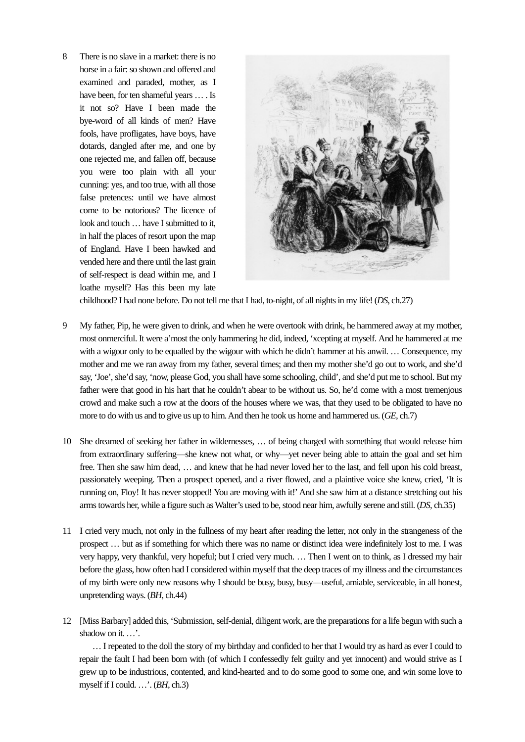8 There is no slave in a market: there is no horse in a fair: so shown and offered and examined and paraded, mother, as I have been, for ten shameful years … . Is it not so? Have I been made the bye-word of all kinds of men? Have fools, have profligates, have boys, have dotards, dangled after me, and one by one rejected me, and fallen off, because you were too plain with all your cunning: yes, and too true, with all those false pretences: until we have almost come to be notorious? The licence of look and touch … have I submitted to it, in half the places of resort upon the map of England. Have I been hawked and vended here and there until the last grain of self-respect is dead within me, and I loathe myself? Has this been my late childhood? I had none before. Do not tell me that I had, to-night, of all nights in my life! (*DS*, ch.27)

9 My father, Pip, he were given to drink, and when he were overtook with drink, he hammered away at my mother, most onmerciful. It were a'most the only hammering he did, indeed, 'xcepting at myself. And he hammered at me with a wigour only to be equalled by the wigour with which he didn't hammer at his anwil. … Consequence, my mother and me we ran away from my father, several times; and then my mother she'd go out to work, and she'd say, 'Joe', she'd say, 'now, please God, you shall have some schooling, child', and she'd put me to school. But my father were that good in his hart that he couldn't abear to be without us. So, he'd come with a most tremenjous crowd and make such a row at the doors of the houses where we was, that they used to be obligated to have no more to do with us and to give us up to him. And then he took us home and hammered us. (*GE*, ch.7)

10 She dreamed of seeking her father in wildernesses, … of being charged with something that would release him from extraordinary suffering—she knew not what, or why—yet never being able to attain the goal and set him free. Then she saw him dead, … and knew that he had never loved her to the last, and fell upon his cold breast, passionately weeping. Then a prospect opened, and a river flowed, and a plaintive voice she knew, cried, 'It is running on, Floy! It has never stopped! You are moving with it!' And she saw him at a distance stretching out his arms towards her, while a figure such as Walter's used to be, stood near him, awfully serene and still. (*DS*, ch.35)

11 I cried very much, not only in the fullness of my heart after reading the letter, not only in the strangeness of the prospect … but as if something for which there was no name or distinct idea were indefinitely lost to me. I was very happy, very thankful, very hopeful; but I cried very much. … Then I went on to think, as I dressed my hair before the glass, how often had I considered within myself that the deep traces of my illness and the circumstances of my birth were only new reasons why I should be busy, busy, busy—useful, amiable, serviceable, in all honest, unpretending ways. (*BH*, ch.44)

12 [Miss Barbary] added this, 'Submission, self-denial, diligent work, are the preparations for a life begun with such a shadow on it. …'.

… I repeated to the doll the story of my birthday and confided to her that I would try as hard as ever I could to repair the fault I had been born with (of which I confessedly felt guilty and yet innocent) and would strive as I grew up to be industrious, contented, and kind-hearted and to do some good to some one, and win some love to myself if I could. …'. (*BH*, ch.3)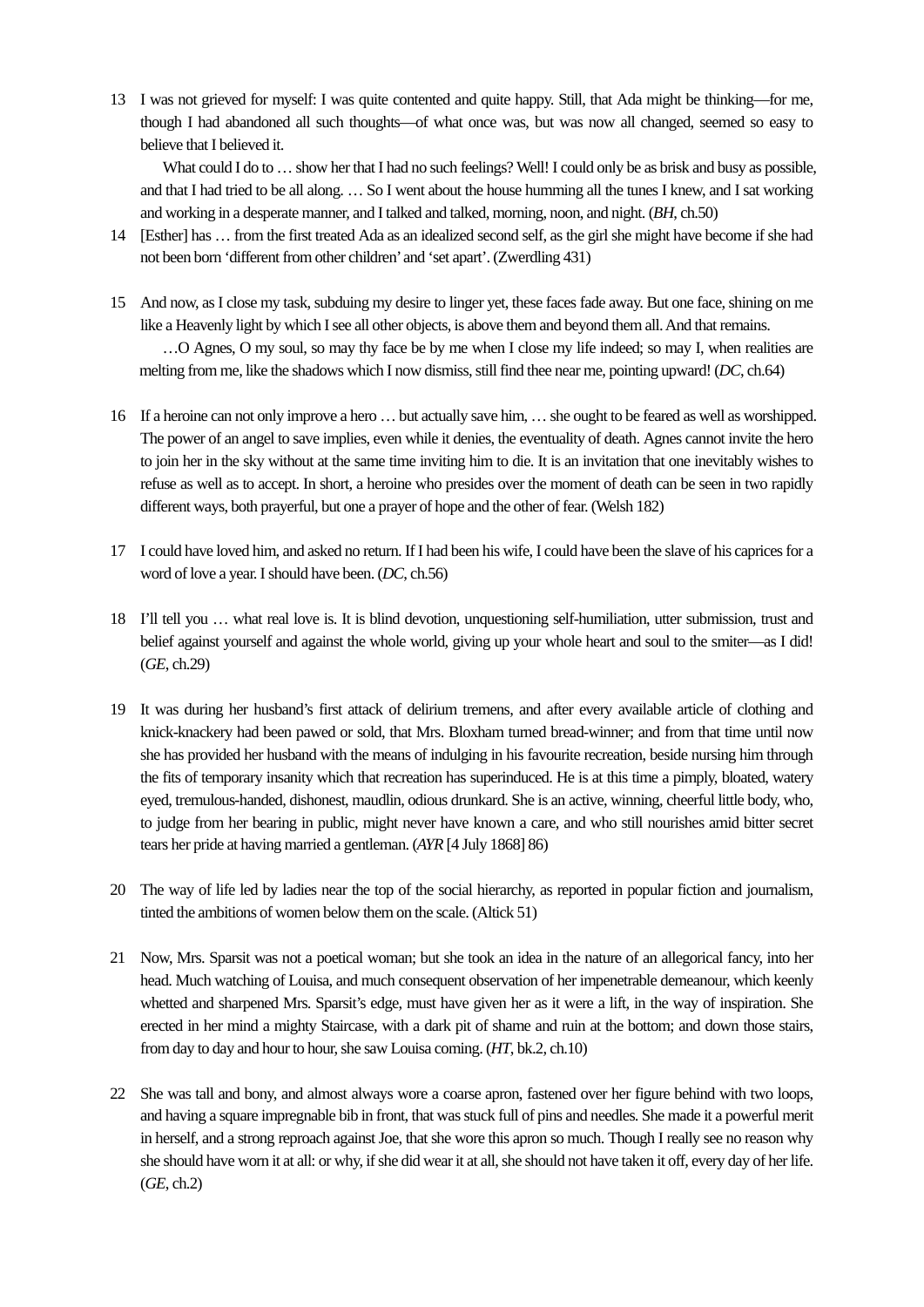13 I was not grieved for myself: I was quite contented and quite happy. Still, that Ada might be thinking—for me, though I had abandoned all such thoughts—of what once was, but was now all changed, seemed so easy to believe that I believed it.

What could I do to … show her that I had no such feelings? Well! I could only be as brisk and busy as possible, and that I had tried to be all along. … So I went about the house humming all the tunes I knew, and I sat working and working in a desperate manner, and I talked and talked, morning, noon, and night. (*BH*, ch.50)

14 [Esther] has … from the first treated Ada as an idealized second self, as the girl she might have become if she had not been born 'different from other children' and 'set apart'. (Zwerdling 431)

15 And now, as I close my task, subduing my desire to linger yet, these faces fade away. But one face, shining on me like a Heavenly light by which I see all other objects, is above them and beyond them all. And that remains.

…O Agnes, O my soul, so may thy face be by me when I close my life indeed; so may I, when realities are melting from me, like the shadows which I now dismiss, still find thee near me, pointing upward! (*DC*, ch.64)

16 If a heroine can not only improve a hero … but actually save him, … she ought to be feared as well as worshipped. The power of an angel to save implies, even while it denies, the eventuality of death. Agnes cannot invite the hero to join her in the sky without at the same time inviting him to die. It is an invitation that one inevitably wishes to refuse as well as to accept. In short, a heroine who presides over the moment of death can be seen in two rapidly different ways, both prayerful, but one a prayer of hope and the other of fear. (Welsh 182)

17 I could have loved him, and asked no return. If I had been his wife, I could have been the slave of his caprices for a word of love a year. I should have been. (*DC*, ch.56)

18 I'll tell you … what real love is. It is blind devotion, unquestioning self-humiliation, utter submission, trust and belief against yourself and against the whole world, giving up your whole heart and soul to the smiter—as I did! (*GE*, ch.29)

19 It was during her husband's first attack of delirium tremens, and after every available article of clothing and knick-knackery had been pawed or sold, that Mrs. Bloxham turned bread-winner; and from that time until now she has provided her husband with the means of indulging in his favourite recreation, beside nursing him through the fits of temporary insanity which that recreation has superinduced. He is at this time a pimply, bloated, watery eyed, tremulous-handed, dishonest, maudlin, odious drunkard. She is an active, winning, cheerful little body, who, to judge from her bearing in public, might never have known a care, and who still nourishes amid bitter secret tears her pride at having married a gentleman. (*AYR* [4 July 1868] 86)

20 The way of life led by ladies near the top of the social hierarchy, as reported in popular fiction and journalism, tinted the ambitions of women below them on the scale. (Altick 51)

21 Now, Mrs. Sparsit was not a poetical woman; but she took an idea in the nature of an allegorical fancy, into her head. Much watching of Louisa, and much consequent observation of her impenetrable demeanour, which keenly whetted and sharpened Mrs. Sparsit's edge, must have given her as it were a lift, in the way of inspiration. She erected in her mind a mighty Staircase, with a dark pit of shame and ruin at the bottom; and down those stairs, from day to day and hour to hour, she saw Louisa coming. (*HT*, bk.2, ch.10)

22 She was tall and bony, and almost always wore a coarse apron, fastened over her figure behind with two loops, and having a square impregnable bib in front, that was stuck full of pins and needles. She made it a powerful merit in herself, and a strong reproach against Joe, that she wore this apron so much. Though I really see no reason why she should have worn it at all: or why, if she did wear it at all, she should not have taken it off, every day of her life. (*GE*, ch.2)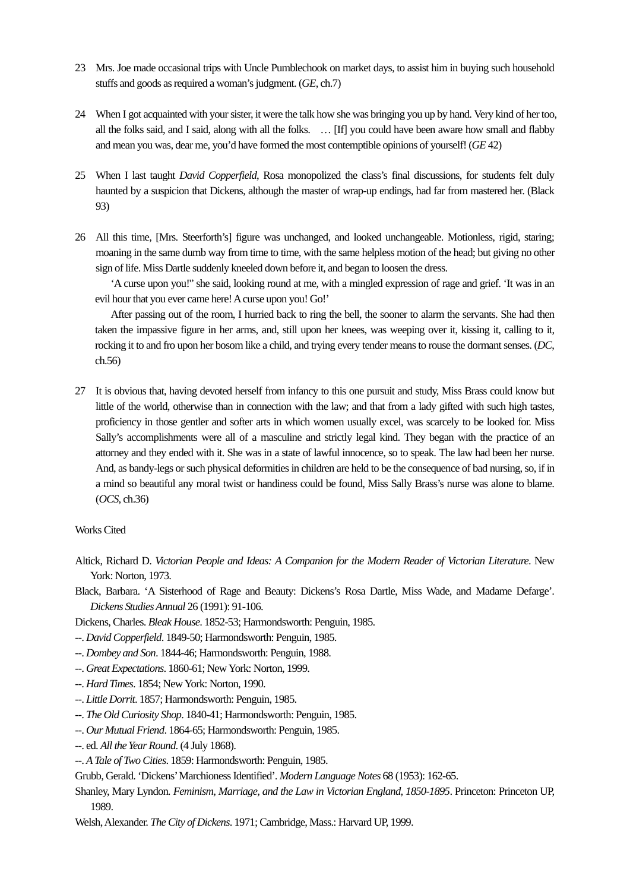23 Mrs. Joe made occasional trips with Uncle Pumblechook on market days, to assist him in buying such household stuffs and goods as required a woman's judgment. (*GE*, ch.7)

24 When I got acquainted with your sister, it were the talk how she was bringing you up by hand. Very kind of her too, all the folks said, and I said, along with all the folks. … [If] you could have been aware how small and flabby and mean you was, dear me, you'd have formed the most contemptible opinions of yourself! (*GE* 42)

25 When I last taught *David Copperfield*, Rosa monopolized the class's final discussions, for students felt duly haunted by a suspicion that Dickens, although the master of wrap-up endings, had far from mastered her. (Black 93)

26 All this time, [Mrs. Steerforth's] figure was unchanged, and looked unchangeable. Motionless, rigid, staring; moaning in the same dumb way from time to time, with the same helpless motion of the head; but giving no other sign of life. Miss Dartle suddenly kneeled down before it, and began to loosen the dress.

'A curse upon you!" she said, looking round at me, with a mingled expression of rage and grief. 'It was in an evil hour that you ever came here! A curse upon you! Go!'

After passing out of the room, I hurried back to ring the bell, the sooner to alarm the servants. She had then taken the impassive figure in her arms, and, still upon her knees, was weeping over it, kissing it, calling to it, rocking it to and fro upon her bosom like a child, and trying every tender means to rouse the dormant senses. (*DC*, ch.56)

27 It is obvious that, having devoted herself from infancy to this one pursuit and study, Miss Brass could know but little of the world, otherwise than in connection with the law; and that from a lady gifted with such high tastes, proficiency in those gentler and softer arts in which women usually excel, was scarcely to be looked for. Miss Sally's accomplishments were all of a masculine and strictly legal kind. They began with the practice of an attorney and they ended with it. She was in a state of lawful innocence, so to speak. The law had been her nurse. And, as bandy-legs or such physical deformities in children are held to be the consequence of bad nursing, so, if in a mind so beautiful any moral twist or handiness could be found, Miss Sally Brass's nurse was alone to blame. (*OCS*, ch.36)

Works Cited

Altick, Richard D. *Victorian People and Ideas: A Companion for the Modern Reader of Victorian Literature*. New York: Norton, 1973.

Black, Barbara. 'A Sisterhood of Rage and Beauty: Dickens's Rosa Dartle, Miss Wade, and Madame Defarge'. *Dickens Studies Annual* 26 (1991): 91-106.

Dickens, Charles. *Bleak House*. 1852-53; Harmondsworth: Penguin, 1985.

--. *David Copperfield*. 1849-50; Harmondsworth: Penguin, 1985.

--. *Dombey and Son*. 1844-46; Harmondsworth: Penguin, 1988.

--. *Great Expectations*. 1860-61; New York: Norton, 1999.

--. *Hard Times*. 1854; New York: Norton, 1990.

--. *Little Dorrit*. 1857; Harmondsworth: Penguin, 1985.

--. *The Old Curiosity Shop*. 1840-41; Harmondsworth: Penguin, 1985.

--. *Our Mutual Friend*. 1864-65; Harmondsworth: Penguin, 1985.

--. ed. *All the Year Round*. (4 July 1868).

--. *A Tale of Two Cities*. 1859: Harmondsworth: Penguin, 1985.

Grubb, Gerald. 'Dickens' Marchioness Identified'. *Modern Language Notes* 68 (1953): 162-65.

Shanley, Mary Lyndon. *Feminism, Marriage, and the Law in Victorian England, 1850-1895*. Princeton: Princeton UP, 1989.

Welsh, Alexander. *The City of Dickens*. 1971; Cambridge, Mass.: Harvard UP, 1999.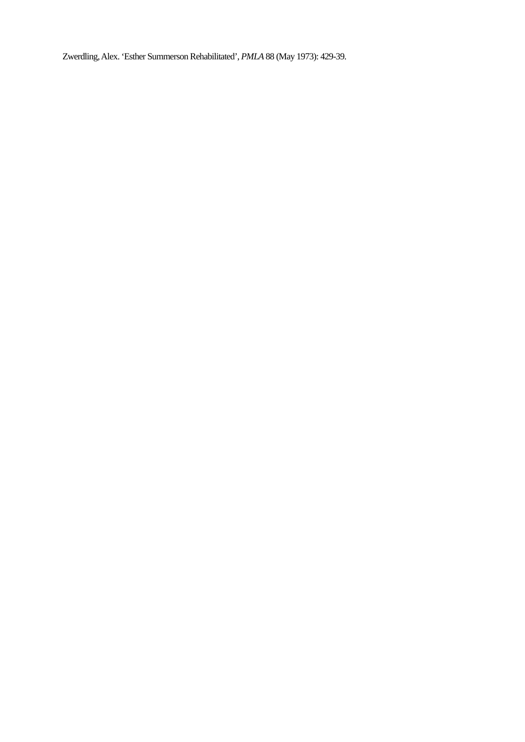Zwerdling, Alex. 'Esther Summerson Rehabilitated', *PMLA* 88 (May 1973): 429-39.